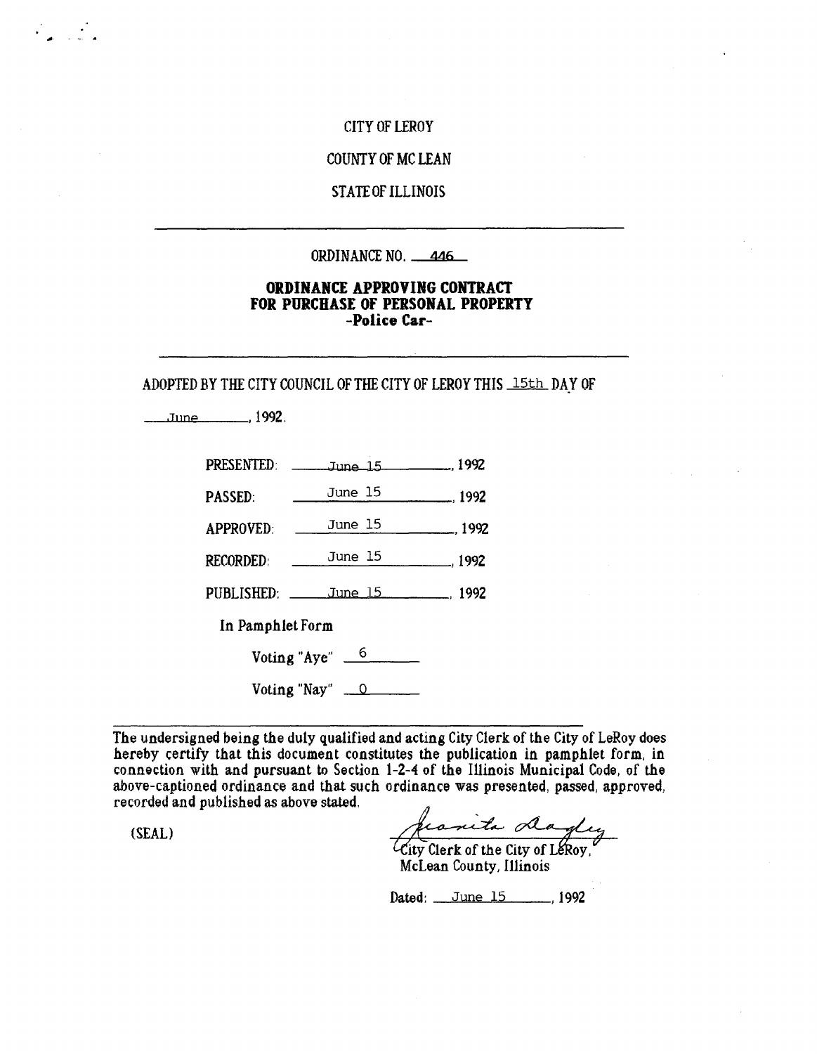CITY OF LEROY

COUNTY OF MC LEAN

STATE OF ILLINOIS

---

ORDINANCE NO. 446

# ORDINANCE APPROVING CONTRACT FOR PURCHASE OF PERSONAL PROPERTY -Police Car-

---

ADOPTED BY THE CITY COUNCIL OF THE CITY OF LEROY THIS 15th DAY OF June, 1992.

PRESENTED: June 15, 1992

PASSED: June 15, 1992

APPROVED: June 15, 1992

RECORDED: June 15, 1992

PUBLISHED: June 15, 1992

In Pamphlet Form

Voting "Aye" 6

Voting "Nay" 0

---

The undersigned being the duly qualified and acting City Clerk of the City of LeRoy does hereby certify that this document constitutes the publication in pamphlet form, in connection with and pursuant to Section 1-2-4 of the Illinois Municipal Code, of the above-captioned ordinance and that such ordinance was presented, passed, approved, recorded and published as above stated.

(SEAL)

Juanita Dagley
City Clerk of the City of LeRoy,
McLean County, Illinois

Dated: June 15, 1992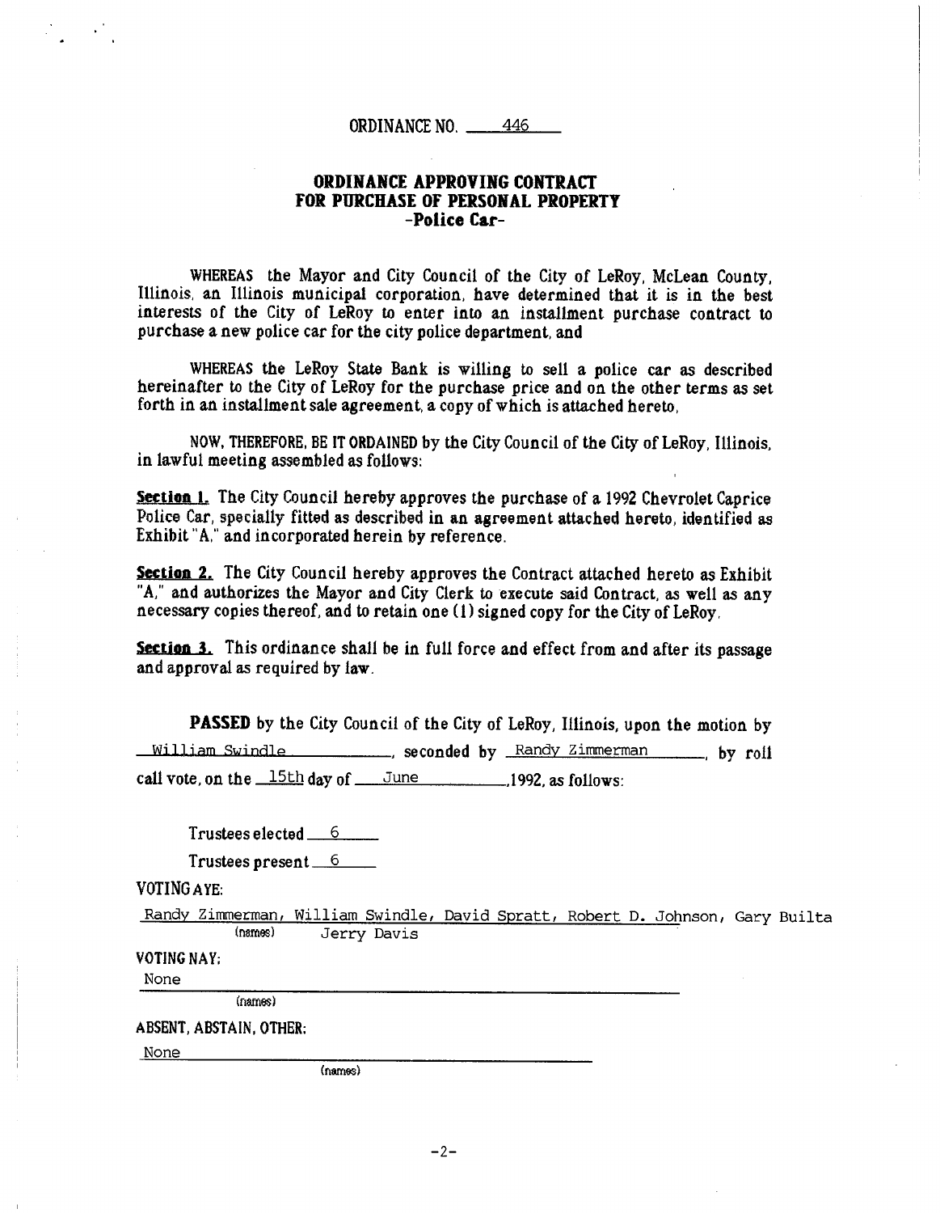ORDINANCE NO. 446

# ORDINANCE APPROVING CONTRACT FOR PURCHASE OF PERSONAL PROPERTY -Police Car-

WHEREAS the Mayor and City Council of the City of LeRoy, McLean County, Illinois, an Illinois municipal corporation, have determined that it is in the best interests of the City of LeRoy to enter into an installment purchase contract to purchase a new police car for the city police department, and

WHEREAS the LeRoy State Bank is willing to sell a police car as described hereinafter to the City of LeRoy for the purchase price and on the other terms as set forth in an installment sale agreement, a copy of which is attached hereto,

NOW, THEREFORE, BE IT ORDAINED by the City Council of the City of LeRoy, Illinois, in lawful meeting assembled as follows:

**Section 1.** The City Council hereby approves the purchase of a 1992 Chevrolet Caprice Police Car, specially fitted as described in an agreement attached hereto, identified as Exhibit "A," and incorporated herein by reference.

**Section 2.** The City Council hereby approves the Contract attached hereto as Exhibit "A," and authorizes the Mayor and City Clerk to execute said Contract, as well as any necessary copies thereof, and to retain one (1) signed copy for the City of LeRoy.

**Section 3.** This ordinance shall be in full force and effect from and after its passage and approval as required by law.

**PASSED** by the City Council of the City of LeRoy, Illinois, upon the motion by William Swindle, seconded by Randy Zimmerman, by roll call vote, on the 15th day of June, 1992, as follows:

Trustees elected 6

Trustees present 6

VOTING AYE:

Randy Zimmerman, William Swindle, David Spratt, Robert D. Johnson, Gary Builta, Jerry Davis
(names)

VOTING NAY:

None
(names)

ABSENT, ABSTAIN, OTHER:

None
(names)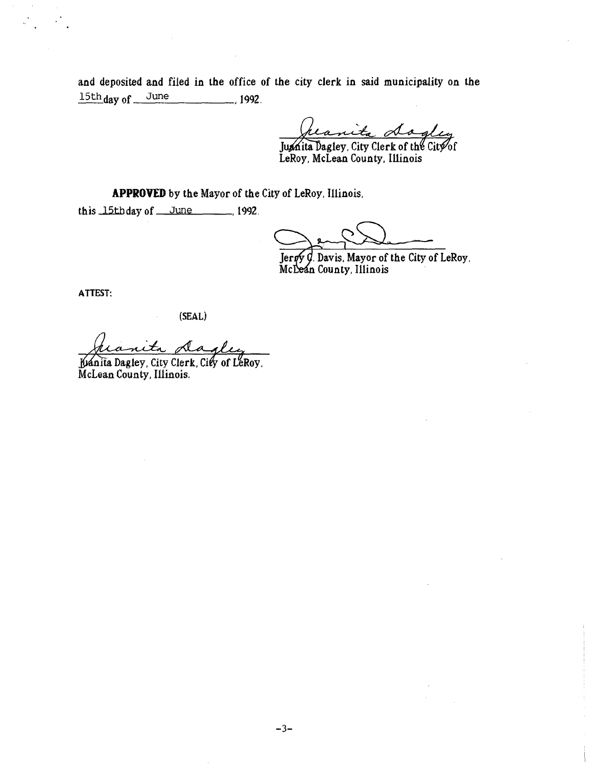and deposited and filed in the office of the city clerk in said municipality on the 15th day of June, 1992.

Juanita Dagley, City Clerk of the City of LeRoy, McLean County, Illinois

**APPROVED** by the Mayor of the City of LeRoy, Illinois, this 15th day of June, 1992.

Jerry C. Davis, Mayor of the City of LeRoy, McLean County, Illinois

ATTEST:

(SEAL)

Juanita Dagley, City Clerk, City of LeRoy, McLean County, Illinois.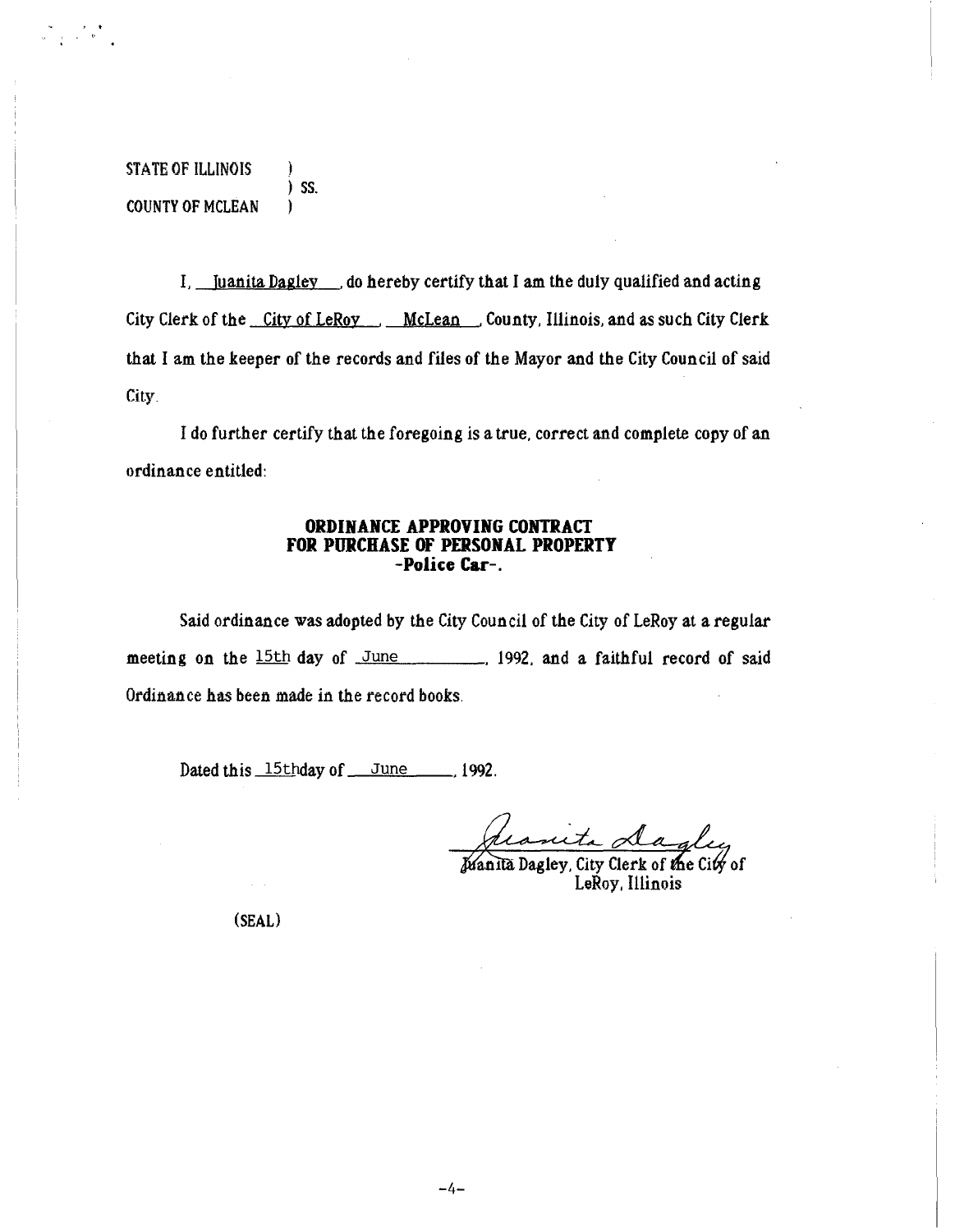STATE OF ILLINOIS )
) SS.
COUNTY OF MCLEAN )

I, Juanita Dagley, do hereby certify that I am the duly qualified and acting City Clerk of the City of LeRoy, McLean, County, Illinois, and as such City Clerk that I am the keeper of the records and files of the Mayor and the City Council of said City.

I do further certify that the foregoing is a true, correct and complete copy of an ordinance entitled:

**ORDINANCE APPROVING CONTRACT FOR PURCHASE OF PERSONAL PROPERTY -Police Car-.**

Said ordinance was adopted by the City Council of the City of LeRoy at a regular meeting on the 15th day of June, 1992, and a faithful record of said Ordinance has been made in the record books.

Dated this 15th day of June, 1992.

Juanita Dagley, City Clerk of the City of LeRoy, Illinois

(SEAL)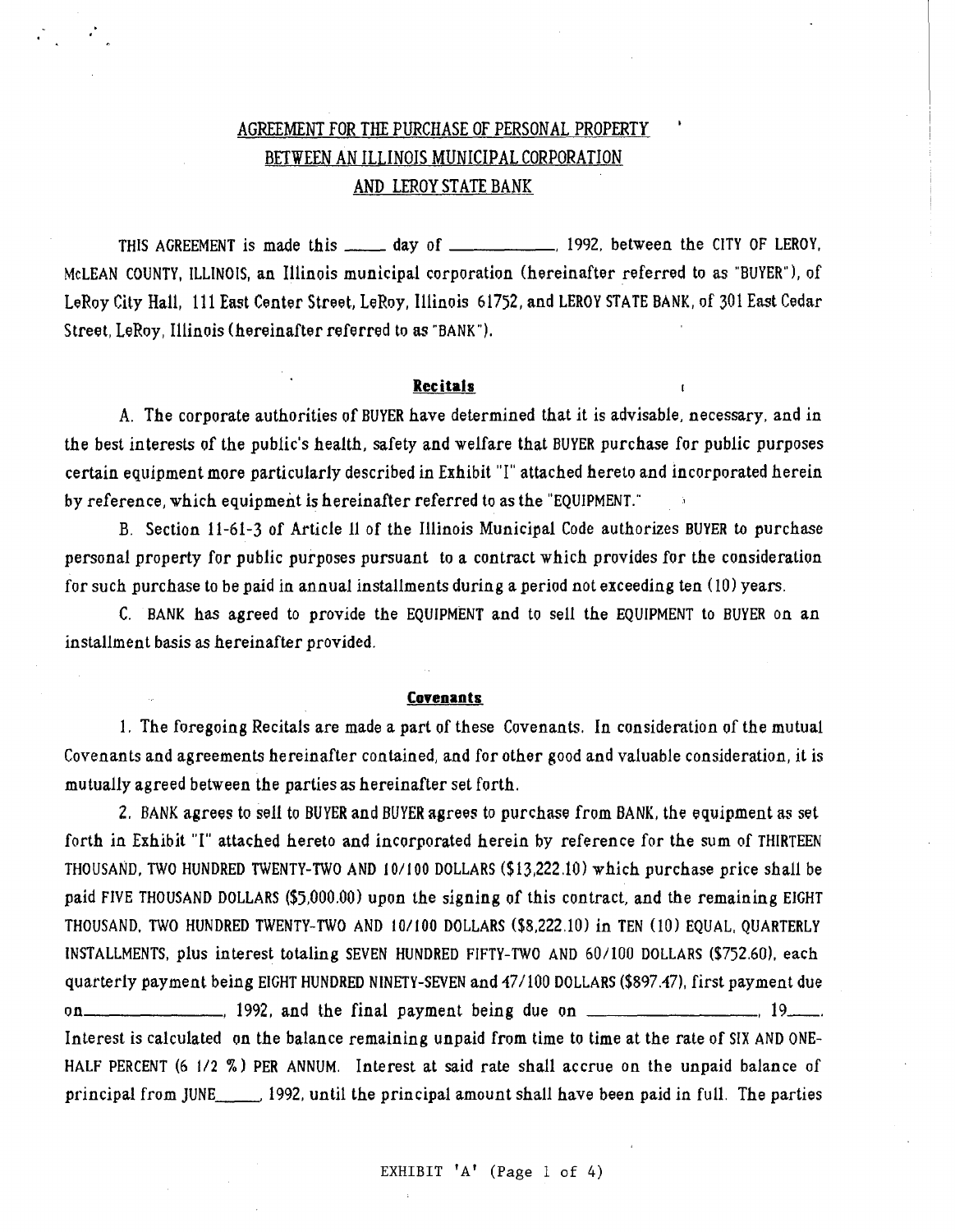# AGREEMENT FOR THE PURCHASE OF PERSONAL PROPERTY BETWEEN AN ILLINOIS MUNICIPAL CORPORATION AND LEROY STATE BANK

THIS AGREEMENT is made this _____ day of ____________, 1992, between the CITY OF LEROY, McLEAN COUNTY, ILLINOIS, an Illinois municipal corporation (hereinafter referred to as "BUYER"), of LeRoy City Hall, 111 East Center Street, LeRoy, Illinois 61752, and LEROY STATE BANK, of 301 East Cedar Street, LeRoy, Illinois (hereinafter referred to as "BANK").

## Recitals

A. The corporate authorities of BUYER have determined that it is advisable, necessary, and in the best interests of the public's health, safety and welfare that BUYER purchase for public purposes certain equipment more particularly described in Exhibit "I" attached hereto and incorporated herein by reference, which equipment is hereinafter referred to as the "EQUIPMENT."

B. Section 11-61-3 of Article 11 of the Illinois Municipal Code authorizes BUYER to purchase personal property for public purposes pursuant to a contract which provides for the consideration for such purchase to be paid in annual installments during a period not exceeding ten (10) years.

C. BANK has agreed to provide the EQUIPMENT and to sell the EQUIPMENT to BUYER on an installment basis as hereinafter provided.

## Covenants

1. The foregoing Recitals are made a part of these Covenants. In consideration of the mutual Covenants and agreements hereinafter contained, and for other good and valuable consideration, it is mutually agreed between the parties as hereinafter set forth.

2. BANK agrees to sell to BUYER and BUYER agrees to purchase from BANK, the equipment as set forth in Exhibit "I" attached hereto and incorporated herein by reference for the sum of THIRTEEN THOUSAND, TWO HUNDRED TWENTY-TWO AND 10/100 DOLLARS ($13,222.10) which purchase price shall be paid FIVE THOUSAND DOLLARS ($5,000.00) upon the signing of this contract, and the remaining EIGHT THOUSAND, TWO HUNDRED TWENTY-TWO AND 10/100 DOLLARS ($8,222.10) in TEN (10) EQUAL, QUARTERLY INSTALLMENTS, plus interest totaling SEVEN HUNDRED FIFTY-TWO AND 60/100 DOLLARS ($752.60), each quarterly payment being EIGHT HUNDRED NINETY-SEVEN and 47/100 DOLLARS ($897.47), first payment due on______________, 1992, and the final payment being due on ________________, 19____. Interest is calculated on the balance remaining unpaid from time to time at the rate of SIX AND ONE-HALF PERCENT (6 1/2 %) PER ANNUM. Interest at said rate shall accrue on the unpaid balance of principal from JUNE_____, 1992, until the principal amount shall have been paid in full. The parties

EXHIBIT 'A' (Page 1 of 4)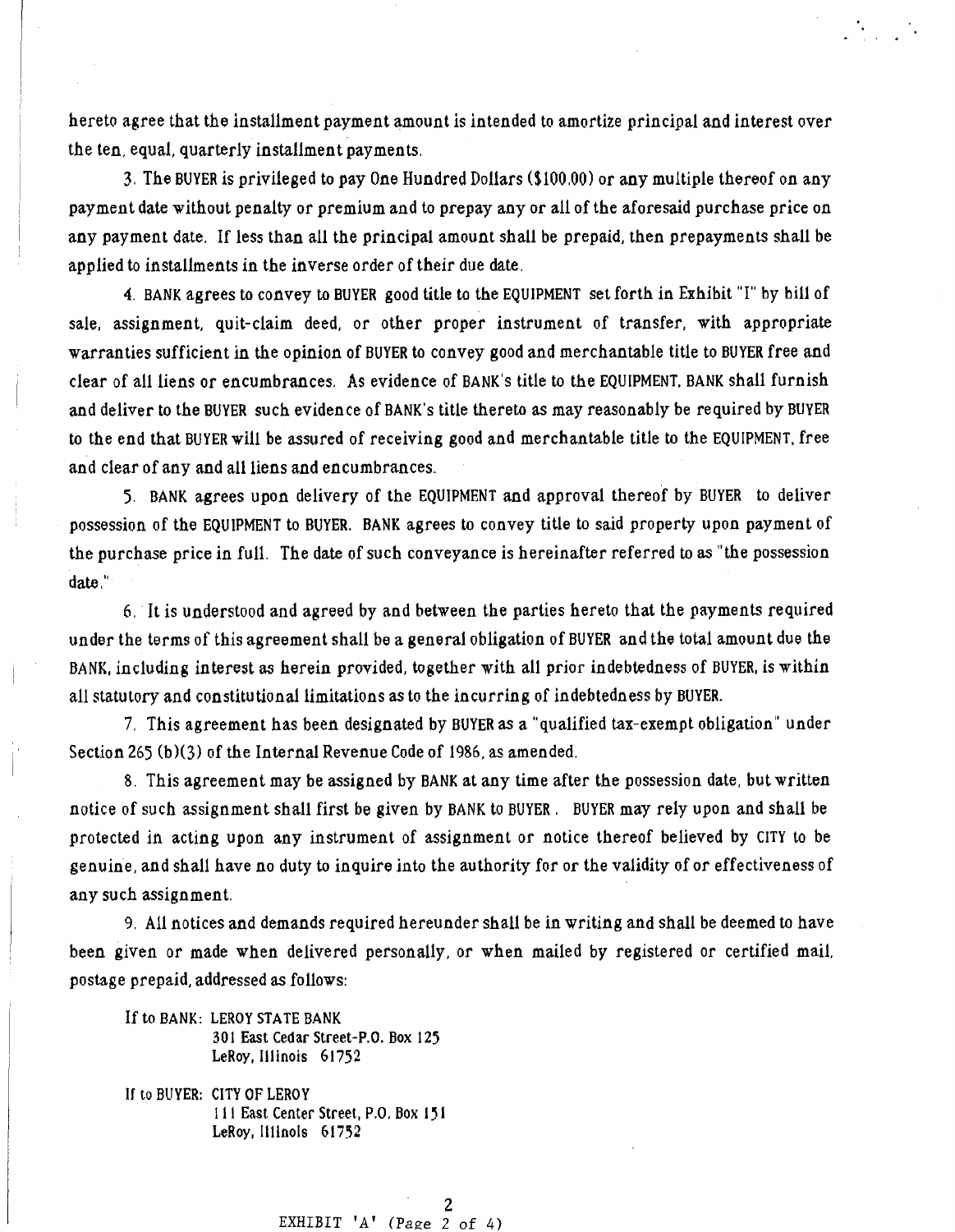hereto agree that the installment payment amount is intended to amortize principal and interest over the ten, equal, quarterly installment payments.

3. The BUYER is privileged to pay One Hundred Dollars ($100.00) or any multiple thereof on any payment date without penalty or premium and to prepay any or all of the aforesaid purchase price on any payment date. If less than all the principal amount shall be prepaid, then prepayments shall be applied to installments in the inverse order of their due date.

4. BANK agrees to convey to BUYER good title to the EQUIPMENT set forth in Exhibit "I" by bill of sale, assignment, quit-claim deed, or other proper instrument of transfer, with appropriate warranties sufficient in the opinion of BUYER to convey good and merchantable title to BUYER free and clear of all liens or encumbrances. As evidence of BANK's title to the EQUIPMENT, BANK shall furnish and deliver to the BUYER such evidence of BANK's title thereto as may reasonably be required by BUYER to the end that BUYER will be assured of receiving good and merchantable title to the EQUIPMENT, free and clear of any and all liens and encumbrances.

5. BANK agrees upon delivery of the EQUIPMENT and approval thereof by BUYER to deliver possession of the EQUIPMENT to BUYER. BANK agrees to convey title to said property upon payment of the purchase price in full. The date of such conveyance is hereinafter referred to as "the possession date."

6. It is understood and agreed by and between the parties hereto that the payments required under the terms of this agreement shall be a general obligation of BUYER and the total amount due the BANK, including interest as herein provided, together with all prior indebtedness of BUYER, is within all statutory and constitutional limitations as to the incurring of indebtedness by BUYER.

7. This agreement has been designated by BUYER as a "qualified tax-exempt obligation" under Section 265 (b)(3) of the Internal Revenue Code of 1986, as amended.

8. This agreement may be assigned by BANK at any time after the possession date, but written notice of such assignment shall first be given by BANK to BUYER. BUYER may rely upon and shall be protected in acting upon any instrument of assignment or notice thereof believed by CITY to be genuine, and shall have no duty to inquire into the authority for or the validity of or effectiveness of any such assignment.

9. All notices and demands required hereunder shall be in writing and shall be deemed to have been given or made when delivered personally, or when mailed by registered or certified mail, postage prepaid, addressed as follows:

If to BANK: LEROY STATE BANK
301 East Cedar Street-P.O. Box 125
LeRoy, Illinois 61752

If to BUYER: CITY OF LEROY
111 East Center Street, P.O. Box 151
LeRoy, Illinois 61752

EXHIBIT 'A' (Page 2 of 4)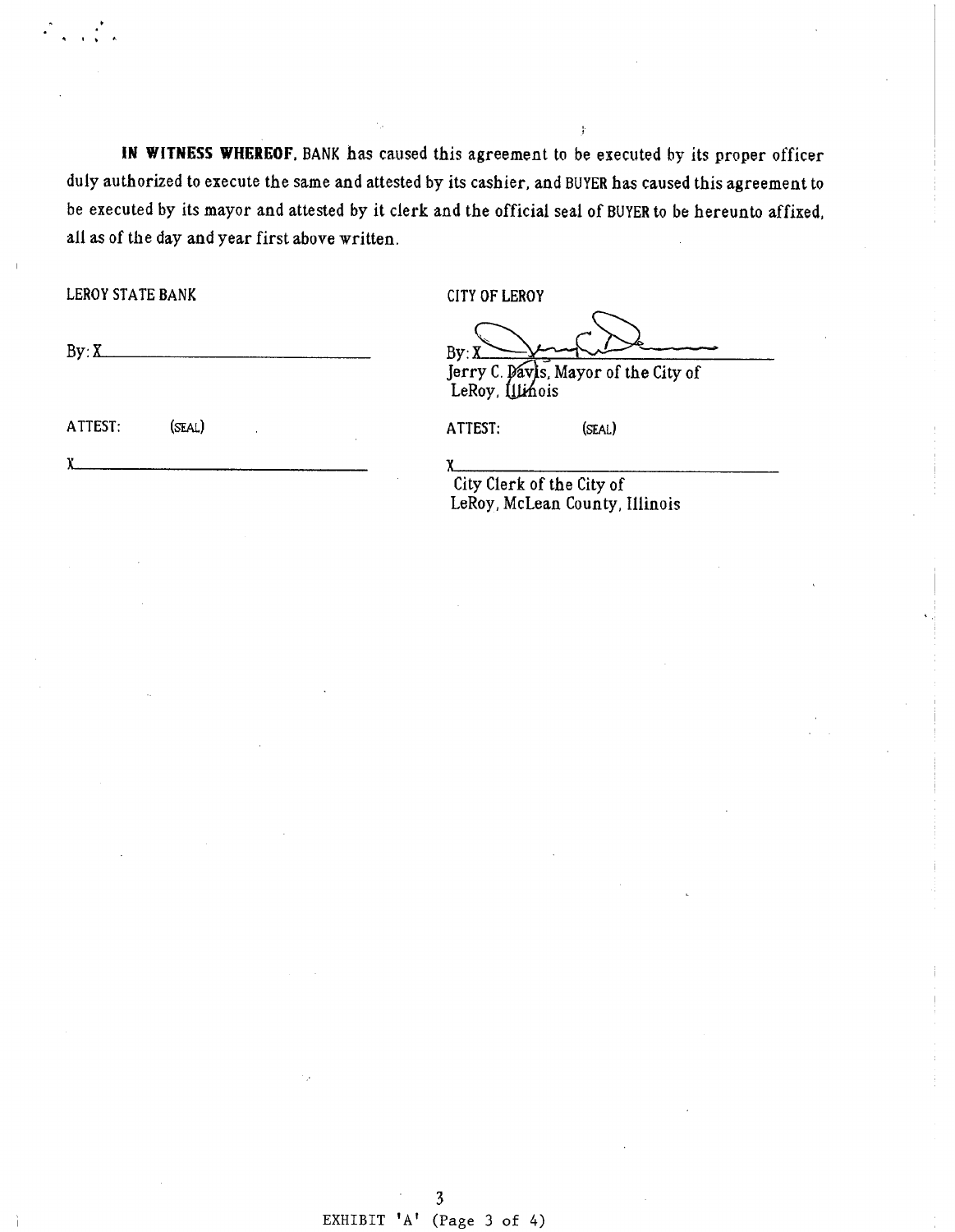**IN WITNESS WHEREOF**, BANK has caused this agreement to be executed by its proper officer duly authorized to execute the same and attested by its cashier, and BUYER has caused this agreement to be executed by its mayor and attested by it clerk and the official seal of BUYER to be hereunto affixed, all as of the day and year first above written.

| LEROY STATE BANK | CITY OF LEROY |
|---|---|
| By: X______________________ | By: X______________________ |
| | Jerry C. Davis, Mayor of the City of LeRoy, Illinois |
| ATTEST: (SEAL) | ATTEST: (SEAL) |
| X______________________ | X______________________ |
| | City Clerk of the City of LeRoy, McLean County, Illinois |

EXHIBIT 'A' (Page 3 of 4)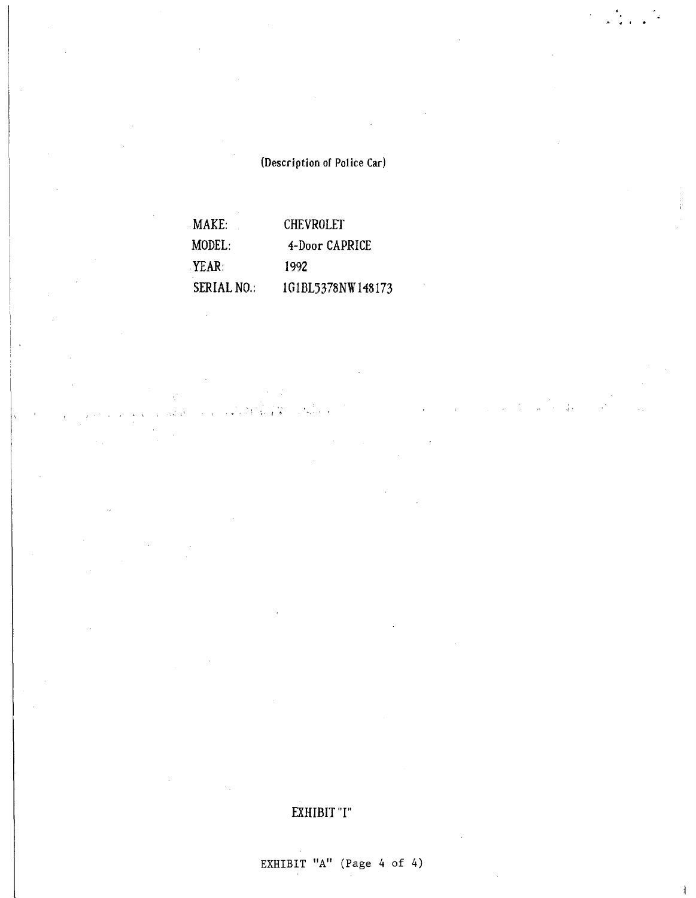(Description of Police Car)

| | |
|---|---|
| MAKE: | CHEVROLET |
| MODEL: | 4-Door CAPRICE |
| YEAR: | 1992 |
| SERIAL NO.: | 1G1BL5378NW148173 |

EXHIBIT "I"

EXHIBIT "A" (Page 4 of 4)